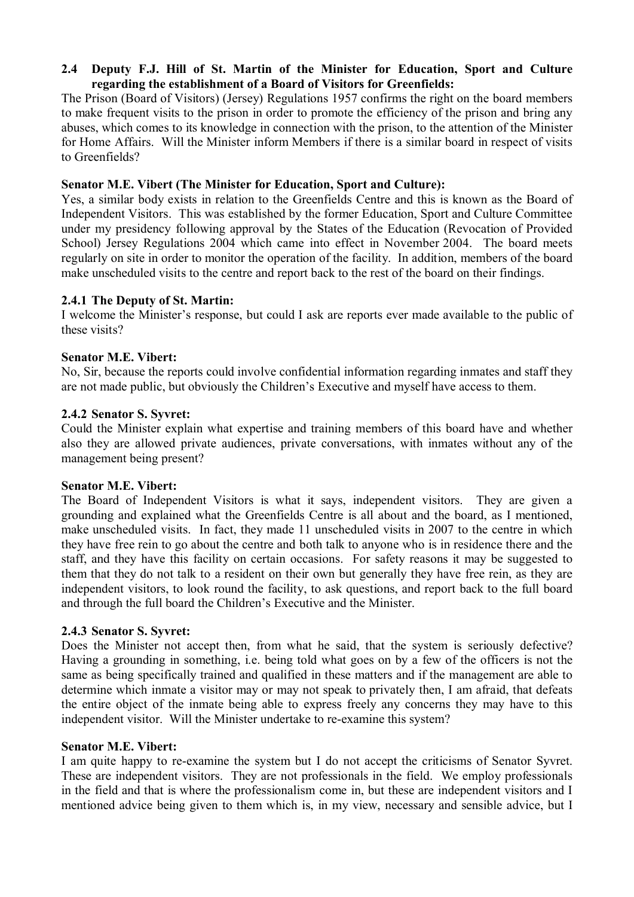**2.4 Deputy F.J. Hill of St. Martin of the Minister for Education, Sport and Culture regarding the establishment of a Board of Visitors for Greenfields:**

The Prison (Board of Visitors) (Jersey) Regulations 1957 confirms the right on the board members to make frequent visits to the prison in order to promote the efficiency of the prison and bring any abuses, which comes to its knowledge in connection with the prison, to the attention of the Minister for Home Affairs. Will the Minister inform Members if there is a similar board in respect of visits to Greenfields?

**Senator M.E. Vibert (The Minister for Education, Sport and Culture):**

Yes, a similar body exists in relation to the Greenfields Centre and this is known as the Board of Independent Visitors. This was established by the former Education, Sport and Culture Committee under my presidency following approval by the States of the Education (Revocation of Provided School) Jersey Regulations 2004 which came into effect in November 2004. The board meets regularly on site in order to monitor the operation of the facility. In addition, members of the board make unscheduled visits to the centre and report back to the rest of the board on their findings.

**2.4.1 The Deputy of St. Martin:**

I welcome the Minister's response, but could I ask are reports ever made available to the public of these visits?

**Senator M.E. Vibert:**

No, Sir, because the reports could involve confidential information regarding inmates and staff they are not made public, but obviously the Children's Executive and myself have access to them.

**2.4.2 Senator S. Syvret:**

Could the Minister explain what expertise and training members of this board have and whether also they are allowed private audiences, private conversations, with inmates without any of the management being present?

**Senator M.E. Vibert:**

The Board of Independent Visitors is what it says, independent visitors. They are given a grounding and explained what the Greenfields Centre is all about and the board, as I mentioned, make unscheduled visits. In fact, they made 11 unscheduled visits in 2007 to the centre in which they have free rein to go about the centre and both talk to anyone who is in residence there and the staff, and they have this facility on certain occasions. For safety reasons it may be suggested to them that they do not talk to a resident on their own but generally they have free rein, as they are independent visitors, to look round the facility, to ask questions, and report back to the full board and through the full board the Children's Executive and the Minister.

**2.4.3 Senator S. Syvret:**

Does the Minister not accept then, from what he said, that the system is seriously defective? Having a grounding in something, i.e. being told what goes on by a few of the officers is not the same as being specifically trained and qualified in these matters and if the management are able to determine which inmate a visitor may or may not speak to privately then, I am afraid, that defeats the entire object of the inmate being able to express freely any concerns they may have to this independent visitor. Will the Minister undertake to re-examine this system?

**Senator M.E. Vibert:**

I am quite happy to re-examine the system but I do not accept the criticisms of Senator Syvret. These are independent visitors. They are not professionals in the field. We employ professionals in the field and that is where the professionalism come in, but these are independent visitors and I mentioned advice being given to them which is, in my view, necessary and sensible advice, but I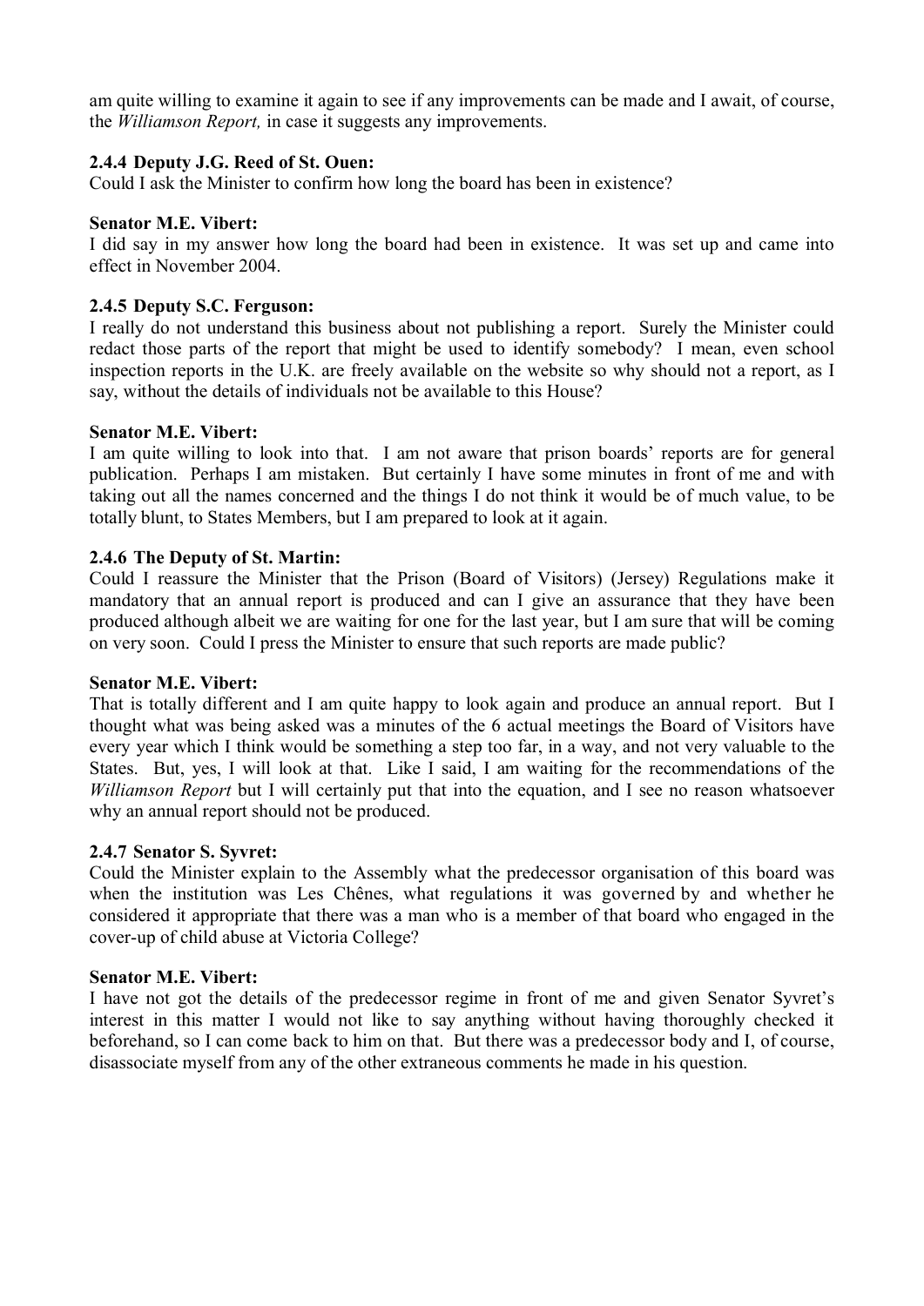am quite willing to examine it again to see if any improvements can be made and I await, of course, the *Williamson Report,* in case it suggests any improvements.

### 2.4.4 Deputy J.G. Reed of St. Ouen:

Could I ask the Minister to confirm how long the board has been in existence?

**Senator M.E. Vibert:**

I did say in my answer how long the board had been in existence. It was set up and came into effect in November 2004.

### 2.4.5 Deputy S.C. Ferguson:

I really do not understand this business about not publishing a report. Surely the Minister could redact those parts of the report that might be used to identify somebody? I mean, even school inspection reports in the U.K. are freely available on the website so why should not a report, as I say, without the details of individuals not be available to this House?

**Senator M.E. Vibert:**

I am quite willing to look into that. I am not aware that prison boards' reports are for general publication. Perhaps I am mistaken. But certainly I have some minutes in front of me and with taking out all the names concerned and the things I do not think it would be of much value, to be totally blunt, to States Members, but I am prepared to look at it again.

### 2.4.6 The Deputy of St. Martin:

Could I reassure the Minister that the Prison (Board of Visitors) (Jersey) Regulations make it mandatory that an annual report is produced and can I give an assurance that they have been produced although albeit we are waiting for one for the last year, but I am sure that will be coming on very soon. Could I press the Minister to ensure that such reports are made public?

**Senator M.E. Vibert:**

That is totally different and I am quite happy to look again and produce an annual report. But I thought what was being asked was a minutes of the 6 actual meetings the Board of Visitors have every year which I think would be something a step too far, in a way, and not very valuable to the States. But, yes, I will look at that. Like I said, I am waiting for the recommendations of the *Williamson Report* but I will certainly put that into the equation, and I see no reason whatsoever why an annual report should not be produced.

### 2.4.7 Senator S. Syvret:

Could the Minister explain to the Assembly what the predecessor organisation of this board was when the institution was Les Chênes, what regulations it was governed by and whether he considered it appropriate that there was a man who is a member of that board who engaged in the cover-up of child abuse at Victoria College?

**Senator M.E. Vibert:**

I have not got the details of the predecessor regime in front of me and given Senator Syvret's interest in this matter I would not like to say anything without having thoroughly checked it beforehand, so I can come back to him on that. But there was a predecessor body and I, of course, disassociate myself from any of the other extraneous comments he made in his question.